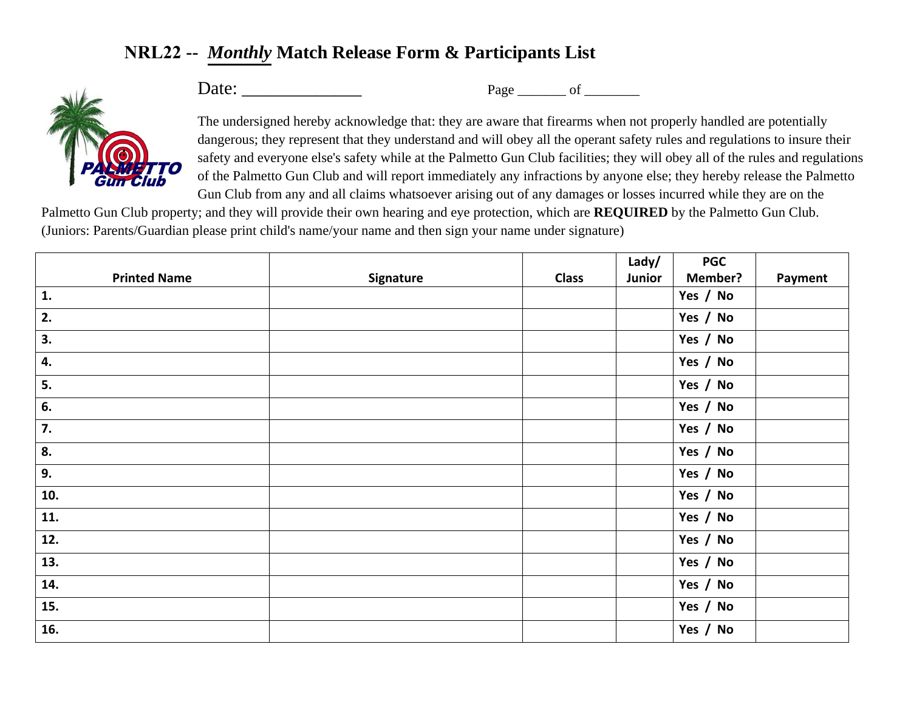# NRL22 -- *Monthly* Match Release Form & Participants List

Date: _______________ Page _______ of ________

The undersigned hereby acknowledge that: they are aware that firearms when not properly handled are potentially dangerous; they represent that they understand and will obey all the operant safety rules and regulations to insure their safety and everyone else's safety while at the Palmetto Gun Club facilities; they will obey all of the rules and regulations of the Palmetto Gun Club and will report immediately any infractions by anyone else; they hereby release the Palmetto Gun Club from any and all claims whatsoever arising out of any damages or losses incurred while they are on the Palmetto Gun Club property; and they will provide their own hearing and eye protection, which are **REQUIRED** by the Palmetto Gun Club. (Juniors: Parents/Guardian please print child's name/your name and then sign your name under signature)

| Printed Name | Signature | Class | Lady/ Junior | PGC Member? | Payment |
|---|---|---|---|---|---|
| 1. | | | | Yes / No | |
| 2. | | | | Yes / No | |
| 3. | | | | Yes / No | |
| 4. | | | | Yes / No | |
| 5. | | | | Yes / No | |
| 6. | | | | Yes / No | |
| 7. | | | | Yes / No | |
| 8. | | | | Yes / No | |
| 9. | | | | Yes / No | |
| 10. | | | | Yes / No | |
| 11. | | | | Yes / No | |
| 12. | | | | Yes / No | |
| 13. | | | | Yes / No | |
| 14. | | | | Yes / No | |
| 15. | | | | Yes / No | |
| 16. | | | | Yes / No | |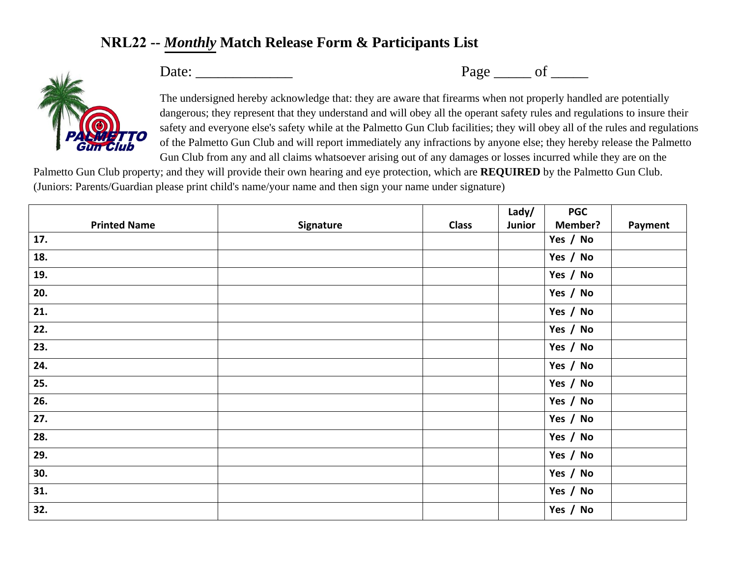# NRL22 -- *Monthly* Match Release Form & Participants List

Date: _____________ Page _____ of _____

The undersigned hereby acknowledge that: they are aware that firearms when not properly handled are potentially dangerous; they represent that they understand and will obey all the operant safety rules and regulations to insure their safety and everyone else's safety while at the Palmetto Gun Club facilities; they will obey all of the rules and regulations of the Palmetto Gun Club and will report immediately any infractions by anyone else; they hereby release the Palmetto Gun Club from any and all claims whatsoever arising out of any damages or losses incurred while they are on the Palmetto Gun Club property; and they will provide their own hearing and eye protection, which are **REQUIRED** by the Palmetto Gun Club. (Juniors: Parents/Guardian please print child's name/your name and then sign your name under signature)

| Printed Name | Signature | Class | Lady/ Junior | PGC Member? | Payment |
|---|---|---|---|---|---|
| 17. | | | | Yes / No | |
| 18. | | | | Yes / No | |
| 19. | | | | Yes / No | |
| 20. | | | | Yes / No | |
| 21. | | | | Yes / No | |
| 22. | | | | Yes / No | |
| 23. | | | | Yes / No | |
| 24. | | | | Yes / No | |
| 25. | | | | Yes / No | |
| 26. | | | | Yes / No | |
| 27. | | | | Yes / No | |
| 28. | | | | Yes / No | |
| 29. | | | | Yes / No | |
| 30. | | | | Yes / No | |
| 31. | | | | Yes / No | |
| 32. | | | | Yes / No | |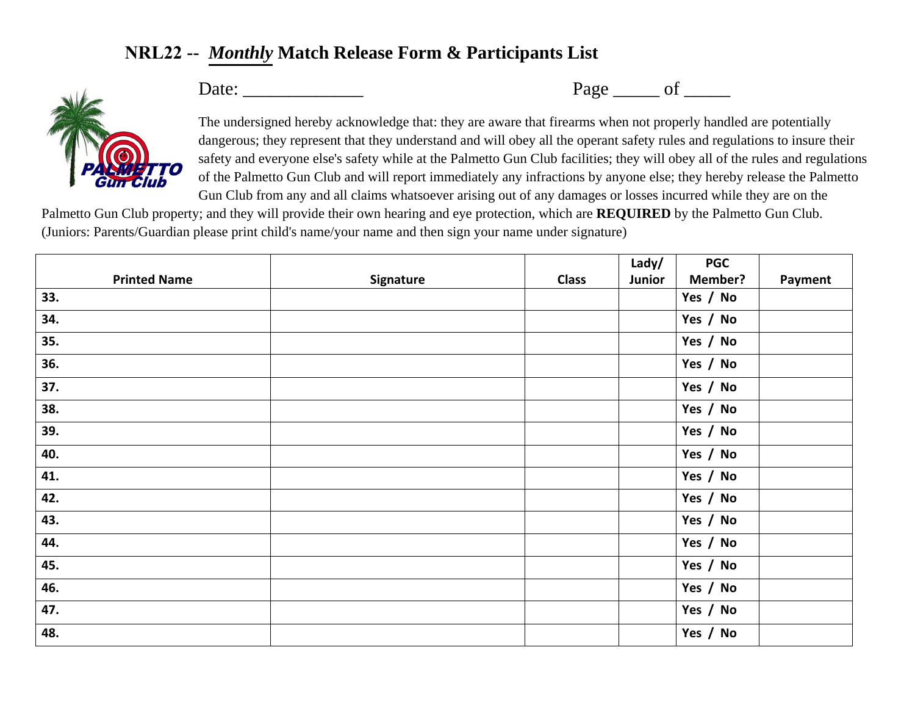# NRL22 -- *Monthly* Match Release Form & Participants List

Date: _____________ Page _____ of _____

The undersigned hereby acknowledge that: they are aware that firearms when not properly handled are potentially dangerous; they represent that they understand and will obey all the operant safety rules and regulations to insure their safety and everyone else's safety while at the Palmetto Gun Club facilities; they will obey all of the rules and regulations of the Palmetto Gun Club and will report immediately any infractions by anyone else; they hereby release the Palmetto Gun Club from any and all claims whatsoever arising out of any damages or losses incurred while they are on the Palmetto Gun Club property; and they will provide their own hearing and eye protection, which are **REQUIRED** by the Palmetto Gun Club. (Juniors: Parents/Guardian please print child's name/your name and then sign your name under signature)

| Printed Name | Signature | Class | Lady/ Junior | PGC Member? | Payment |
|---|---|---|---|---|---|
| 33. | | | | Yes / No | |
| 34. | | | | Yes / No | |
| 35. | | | | Yes / No | |
| 36. | | | | Yes / No | |
| 37. | | | | Yes / No | |
| 38. | | | | Yes / No | |
| 39. | | | | Yes / No | |
| 40. | | | | Yes / No | |
| 41. | | | | Yes / No | |
| 42. | | | | Yes / No | |
| 43. | | | | Yes / No | |
| 44. | | | | Yes / No | |
| 45. | | | | Yes / No | |
| 46. | | | | Yes / No | |
| 47. | | | | Yes / No | |
| 48. | | | | Yes / No | |